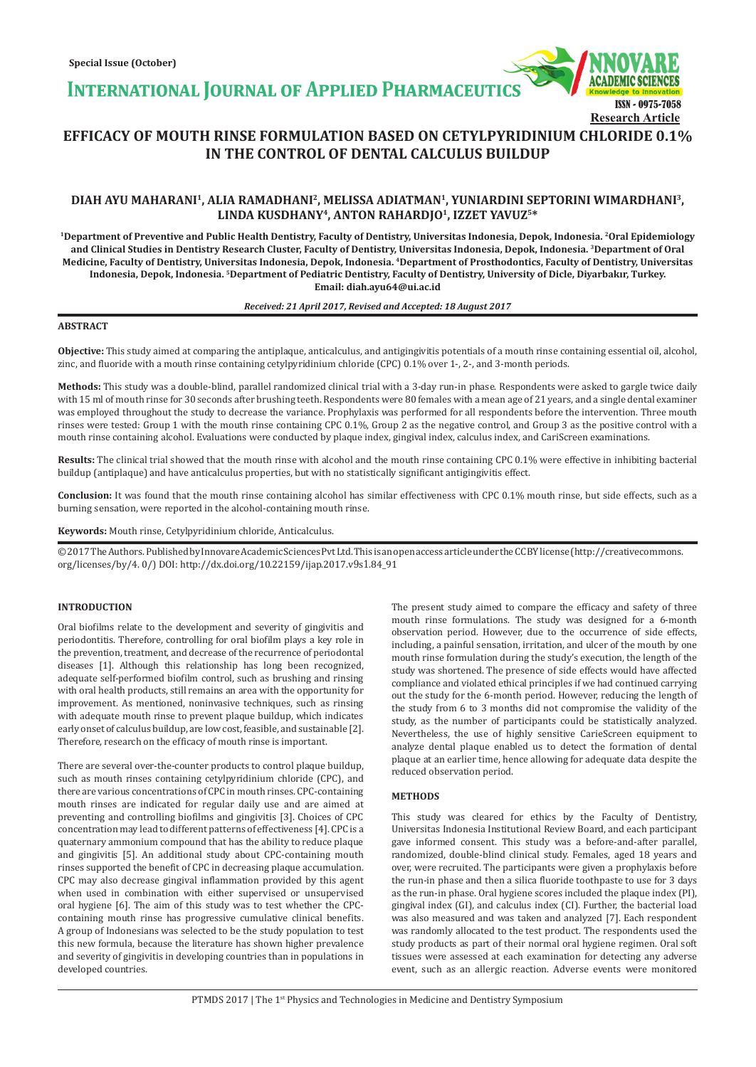Special Issue (October)

# EFFICACY OF MOUTH RINSE FORMULATION BASED ON CETYLPYRIDINIUM CHLORIDE 0.1% IN THE CONTROL OF DENTAL CALCULUS BUILDUP

Research Article

**DIAH AYU MAHARANI[1], ALIA RAMADHANI[2], MELISSA ADIATMAN[1], YUNIARDINI SEPTORINI WIMARDHANI[3], LINDA KUSDHANY[4], ANTON RAHARDJO[1], IZZET YAVUZ[5]***

[1]Department of Preventive and Public Health Dentistry, Faculty of Dentistry, Universitas Indonesia, Depok, Indonesia. [2]Oral Epidemiology and Clinical Studies in Dentistry Research Cluster, Faculty of Dentistry, Universitas Indonesia, Depok, Indonesia. [3]Department of Oral Medicine, Faculty of Dentistry, Universitas Indonesia, Depok, Indonesia. [4]Department of Prosthodontics, Faculty of Dentistry, Universitas Indonesia, Depok, Indonesia. [5]Department of Pediatric Dentistry, Faculty of Dentistry, University of Dicle, Diyarbakır, Turkey. Email: diah.ayu64@ui.ac.id

*Received: 21 April 2017, Revised and Accepted: 18 August 2017*

## ABSTRACT

**Objective:** This study aimed at comparing the antiplaque, anticalculus, and antigingivitis potentials of a mouth rinse containing essential oil, alcohol, zinc, and fluoride with a mouth rinse containing cetylpyridinium chloride (CPC) 0.1% over 1-, 2-, and 3-month periods.

**Methods:** This study was a double-blind, parallel randomized clinical trial with a 3-day run-in phase. Respondents were asked to gargle twice daily with 15 ml of mouth rinse for 30 seconds after brushing teeth. Respondents were 80 females with a mean age of 21 years, and a single dental examiner was employed throughout the study to decrease the variance. Prophylaxis was performed for all respondents before the intervention. Three mouth rinses were tested: Group 1 with the mouth rinse containing CPC 0.1%, Group 2 as the negative control, and Group 3 as the positive control with a mouth rinse containing alcohol. Evaluations were conducted by plaque index, gingival index, calculus index, and CariScreen examinations.

**Results:** The clinical trial showed that the mouth rinse with alcohol and the mouth rinse containing CPC 0.1% were effective in inhibiting bacterial buildup (antiplaque) and have anticalculus properties, but with no statistically significant antigingivitis effect.

**Conclusion:** It was found that the mouth rinse containing alcohol has similar effectiveness with CPC 0.1% mouth rinse, but side effects, such as a burning sensation, were reported in the alcohol-containing mouth rinse.

**Keywords:** Mouth rinse, Cetylpyridinium chloride, Anticalculus.

© 2017 The Authors. Published by Innovare Academic Sciences Pvt Ltd. This is an open access article under the CC BY license (http://creativecommons.org/licenses/by/4. 0/) DOI: http://dx.doi.org/10.22159/ijap.2017.v9s1.84_91

## INTRODUCTION

Oral biofilms relate to the development and severity of gingivitis and periodontitis. Therefore, controlling for oral biofilm plays a key role in the prevention, treatment, and decrease of the recurrence of periodontal diseases [1]. Although this relationship has long been recognized, adequate self-performed biofilm control, such as brushing and rinsing with oral health products, still remains an area with the opportunity for improvement. As mentioned, noninvasive techniques, such as rinsing with adequate mouth rinse to prevent plaque buildup, which indicates early onset of calculus buildup, are low cost, feasible, and sustainable [2]. Therefore, research on the efficacy of mouth rinse is important.

There are several over-the-counter products to control plaque buildup, such as mouth rinses containing cetylpyridinium chloride (CPC), and there are various concentrations of CPC in mouth rinses. CPC-containing mouth rinses are indicated for regular daily use and are aimed at preventing and controlling biofilms and gingivitis [3]. Choices of CPC concentration may lead to different patterns of effectiveness [4]. CPC is a quaternary ammonium compound that has the ability to reduce plaque and gingivitis [5]. An additional study about CPC-containing mouth rinses supported the benefit of CPC in decreasing plaque accumulation. CPC may also decrease gingival inflammation provided by this agent when used in combination with either supervised or unsupervised oral hygiene [6]. The aim of this study was to test whether the CPC-containing mouth rinse has progressive cumulative clinical benefits. A group of Indonesians was selected to be the study population to test this new formula, because the literature has shown higher prevalence and severity of gingivitis in developing countries than in populations in developed countries.

The present study aimed to compare the efficacy and safety of three mouth rinse formulations. The study was designed for a 6-month observation period. However, due to the occurrence of side effects, including, a painful sensation, irritation, and ulcer of the mouth by one mouth rinse formulation during the study's execution, the length of the study was shortened. The presence of side effects would have affected compliance and violated ethical principles if we had continued carrying out the study for the 6-month period. However, reducing the length of the study from 6 to 3 months did not compromise the validity of the study, as the number of participants could be statistically analyzed. Nevertheless, the use of highly sensitive CarieScreen equipment to analyze dental plaque enabled us to detect the formation of dental plaque at an earlier time, hence allowing for adequate data despite the reduced observation period.

## METHODS

This study was cleared for ethics by the Faculty of Dentistry, Universitas Indonesia Institutional Review Board, and each participant gave informed consent. This study was a before-and-after parallel, randomized, double-blind clinical study. Females, aged 18 years and over, were recruited. The participants were given a prophylaxis before the run-in phase and then a silica fluoride toothpaste to use for 3 days as the run-in phase. Oral hygiene scores included the plaque index (PI), gingival index (GI), and calculus index (CI). Further, the bacterial load was also measured and was taken and analyzed [7]. Each respondent was randomly allocated to the test product. The respondents used the study products as part of their normal oral hygiene regimen. Oral soft tissues were assessed at each examination for detecting any adverse event, such as an allergic reaction. Adverse events were monitored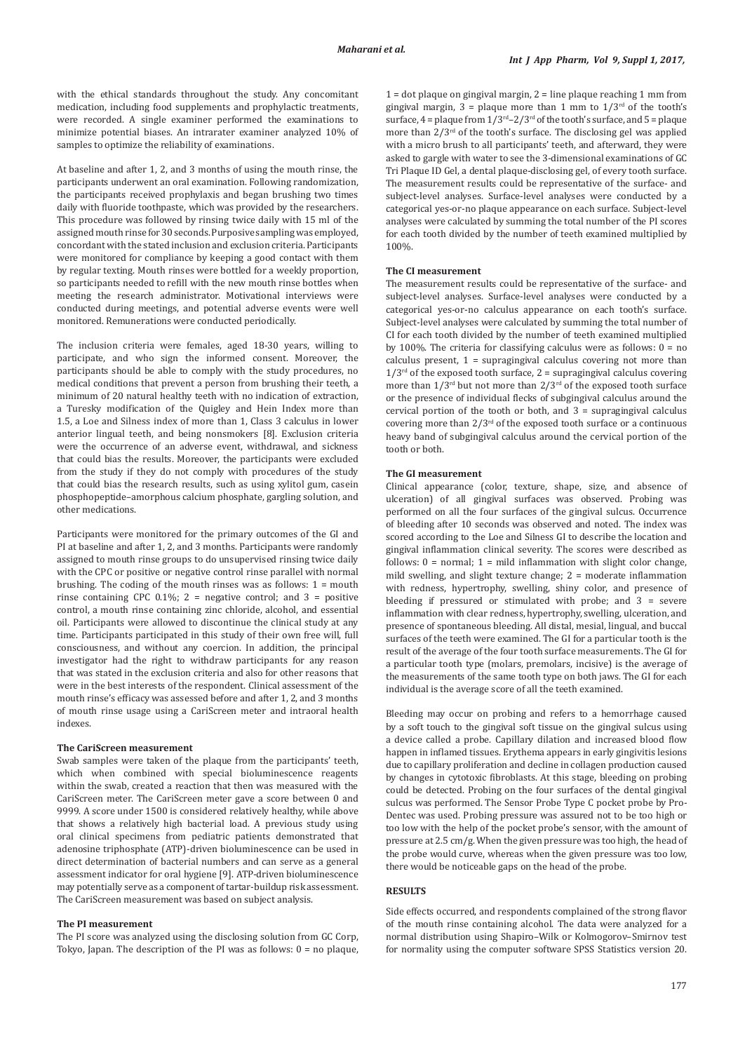with the ethical standards throughout the study. Any concomitant medication, including food supplements and prophylactic treatments, were recorded. A single examiner performed the examinations to minimize potential biases. An intrarater examiner analyzed 10% of samples to optimize the reliability of examinations.

At baseline and after 1, 2, and 3 months of using the mouth rinse, the participants underwent an oral examination. Following randomization, the participants received prophylaxis and began brushing two times daily with fluoride toothpaste, which was provided by the researchers. This procedure was followed by rinsing twice daily with 15 ml of the assigned mouth rinse for 30 seconds. Purposive sampling was employed, concordant with the stated inclusion and exclusion criteria. Participants were monitored for compliance by keeping a good contact with them by regular texting. Mouth rinses were bottled for a weekly proportion, so participants needed to refill with the new mouth rinse bottles when meeting the research administrator. Motivational interviews were conducted during meetings, and potential adverse events were well monitored. Remunerations were conducted periodically.

The inclusion criteria were females, aged 18-30 years, willing to participate, and who sign the informed consent. Moreover, the participants should be able to comply with the study procedures, no medical conditions that prevent a person from brushing their teeth, a minimum of 20 natural healthy teeth with no indication of extraction, a Turesky modification of the Quigley and Hein Index more than 1.5, a Loe and Silness index of more than 1, Class 3 calculus in lower anterior lingual teeth, and being nonsmokers [8]. Exclusion criteria were the occurrence of an adverse event, withdrawal, and sickness that could bias the results. Moreover, the participants were excluded from the study if they do not comply with procedures of the study that could bias the research results, such as using xylitol gum, casein phosphopeptide–amorphous calcium phosphate, gargling solution, and other medications.

Participants were monitored for the primary outcomes of the GI and PI at baseline and after 1, 2, and 3 months. Participants were randomly assigned to mouth rinse groups to do unsupervised rinsing twice daily with the CPC or positive or negative control rinse parallel with normal brushing. The coding of the mouth rinses was as follow: 1 = mouth rinse containing CPC 0.1%; 2 = negative control; and 3 = positive control, a mouth rinse containing zinc chloride, alcohol, and essential oil. Participants were allowed to discontinue the clinical study at any time. Participants participated in this study of their own free will, full consciousness, and without any coercion. In addition, the principal investigator had the right to withdraw participants for any reason that was stated in the exclusion criteria and also for other reasons that were in the best interests of the respondent. Clinical assessment of the mouth rinse's efficacy was assessed before and after 1, 2, and 3 months of mouth rinse usage using a CariScreen meter and intraoral health indexes.

#### The CariScreen measurement

Swab samples were taken of the plaque from the participants' teeth, which when combined with special bioluminescence reagents within the swab, created a reaction that then was measured with the CariScreen meter. The CariScreen meter gave a score between 0 and 9999. A score under 1500 is considered relatively healthy, while above that shows a relatively high bacterial load. A previous study using oral clinical specimens from pediatric patients demonstrated that adenosine triphosphate (ATP)-driven bioluminescence can be used in direct determination of bacterial numbers and can serve as a general assessment indicator for oral hygiene [9]. ATP-driven bioluminescence may potentially serve as a component of tartar-buildup risk assessment. The CariScreen measurement was based on subject analysis.

#### The PI measurement

The PI score was analyzed using the disclosing solution from GC Corp, Tokyo, Japan. The description of the PI was as follow: 0 = no plaque, 1 = dot plaque on gingival margin, 2 = line plaque reaching 1 mm from gingival margin, 3 = plaque more than 1 mm to 1/3rd of the tooth's surface, 4 = plaque from 1/3rd–2/3rd of the tooth's surface, and 5 = plaque more than 2/3rd of the tooth's surface. The disclosing gel was applied with a micro brush to all participants' teeth, and afterward, they were asked to gargle with water to see the 3-dimensional examinations of GC Tri Plaque ID Gel, a dental plaque-disclosing gel, of every tooth surface. The measurement results could be representative of the surface- and subject-level analyses. Surface-level analyses were conducted by a categorical yes-or-no plaque appearance on each surface. Subject-level analyses were calculated by summing the total number of the PI scores for each tooth divided by the number of teeth examined multiplied by 100%.

#### The CI measurement

The measurement results could be representative of the surface- and subject-level analyses. Surface-level analyses were conducted by a categorical yes-or-no calculus appearance on each tooth's surface. Subject-level analyses were calculated by summing the total number of CI for each tooth divided by the number of teeth examined multiplied by 100%. The criteria for classifying calculus were as follows: 0 = no calculus present, 1 = supragingival calculus covering not more than 1/3rd of the exposed tooth surface, 2 = supragingival calculus covering more than 1/3rd but not more than 2/3rd of the exposed tooth surface or the presence of individual flecks of subgingival calculus around the cervical portion of the tooth or both, and 3 = supragingival calculus covering more than 2/3rd of the exposed tooth surface or a continuous heavy band of subgingival calculus around the cervical portion of the tooth or both.

#### The GI measurement

Clinical appearance (color, texture, shape, size, and absence of ulceration) of all gingival surfaces was observed. Probing was performed on all the four surfaces of the gingival sulcus. Occurrence of bleeding after 10 seconds was observed and noted. The index was scored according to the Loe and Silness GI to describe the location and gingival inflammation clinical severity. The scores were described as follows: 0 = normal; 1 = mild inflammation with slight color change, mild swelling, and slight texture change; 2 = moderate inflammation with redness, hypertrophy, swelling, shiny color, and presence of bleeding if pressured or stimulated with probe; and 3 = severe inflammation with clear redness, hypertrophy, swelling, ulceration, and presence of spontaneous bleeding. All distal, mesial, lingual, and buccal surfaces of the teeth were examined. The GI for a particular tooth is the result of the average of the four tooth surface measurements. The GI for a particular tooth type (molars, premolars, incisive) is the average of the measurements of the same tooth type on both jaws. The GI for each individual is the average score of all the teeth examined.

Bleeding may occur on probing and refers to a hemorrhage caused by a soft touch to the gingival soft tissue on the gingival sulcus using a device called a probe. Capillary dilation and increased blood flow happen in inflamed tissues. Erythema appears in early gingivitis lesions due to capillary proliferation and decline in collagen production caused by changes in cytotoxic fibroblasts. At this stage, bleeding on probing could be detected. Probing on the four surfaces of the dental gingival sulcus was performed. The Sensor Probe Type C pocket probe by Pro-Dentec was used. Probing pressure was assured not to be too high or too low with the help of the pocket probe's sensor, with the amount of pressure at 2.5 cm/g. When the given pressure was too high, the head of the probe would curve, whereas when the given pressure was too low, there would be noticeable gaps on the head of the probe.

## RESULTS

Side effects occurred, and respondents complained of the strong flavor of the mouth rinse containing alcohol. The data were analyzed for a normal distribution using Shapiro–Wilk or Kolmogorov–Smirnov test for normality using the computer software SPSS Statistics version 20.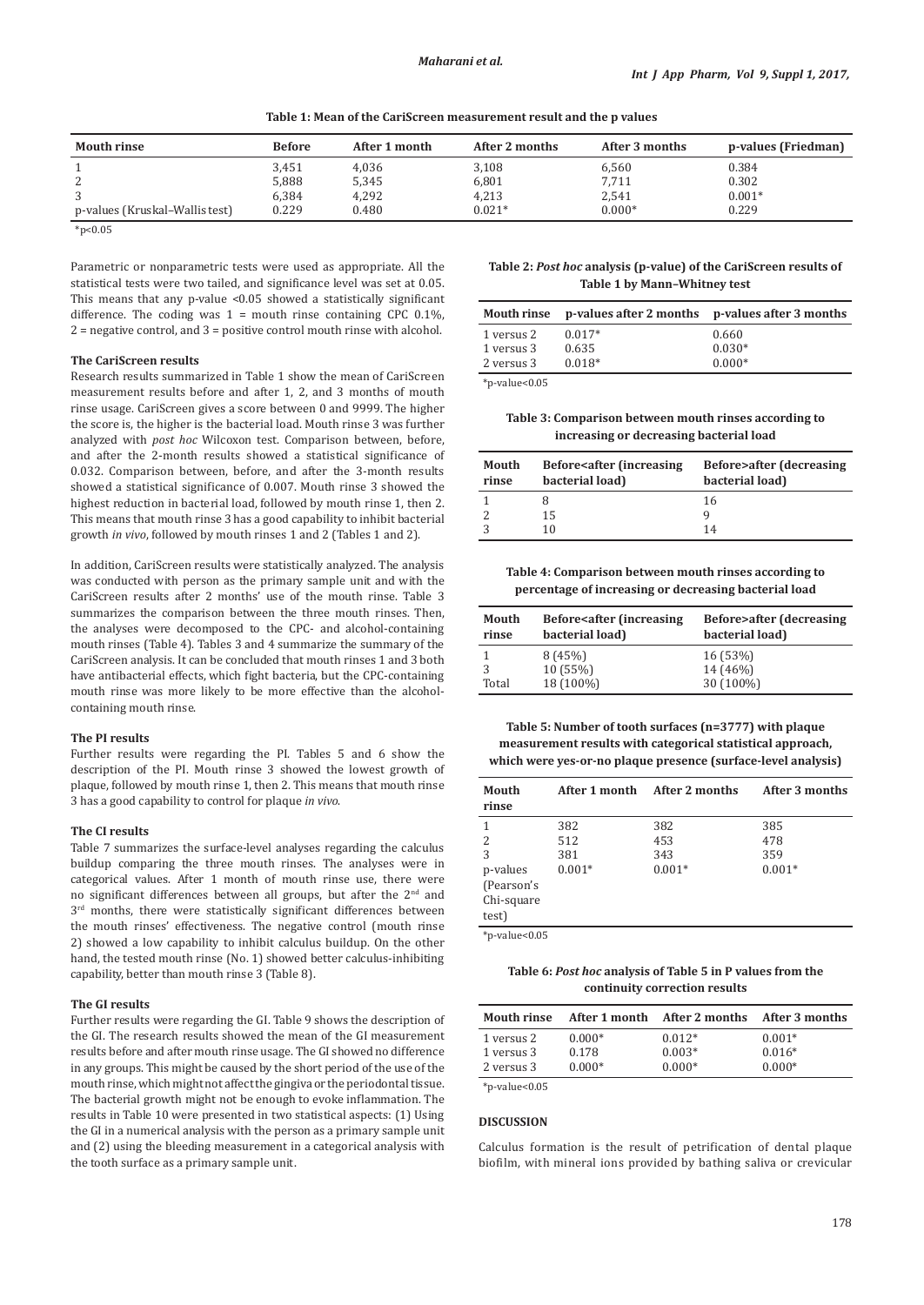**Table 1: Mean of the CariScreen measurement result and the p values**

| Mouth rinse | Before | After 1 month | After 2 months | After 3 months | p-values (Friedman) |
|---|---|---|---|---|---|
| 1 | 3,451 | 4,036 | 3,108 | 6,560 | 0.384 |
| 2 | 5,888 | 5,345 | 6,801 | 7,711 | 0.302 |
| 3 | 6,384 | 4,292 | 4,213 | 2,541 | 0.001* |
| p-values (Kruskal–Wallis test) | 0.229 | 0.480 | 0.021* | 0.000* | 0.229 |

*p<0.05

Parametric or nonparametric tests were used as appropriate. All the statistical tests were two tailed, and significance level was set at 0.05. This means that any p-value <0.05 showed a statistically significant difference. The coding was 1 = mouth rinse containing CPC 0.1%, 2 = negative control, and 3 = positive control mouth rinse with alcohol.

### The CariScreen results

Research results summarized in Table 1 show the mean of CariScreen measurement results before and after 1, 2, and 3 months of mouth rinse usage. CariScreen gives a score between 0 and 9999. The higher the score is, the higher is the bacterial load. Mouth rinse 3 was further analyzed with *post hoc* Wilcoxon test. Comparison between, before, and after the 2-month results showed a statistical significance of 0.032. Comparison between, before, and after the 3-month results showed a statistical significance of 0.007. Mouth rinse 3 showed the highest reduction in bacterial load, followed by mouth rinse 1, then 2. This means that mouth rinse 3 has a good capability to inhibit bacterial growth *in vivo*, followed by mouth rinses 1 and 2 (Tables 1 and 2).

In addition, CariScreen results were statistically analyzed. The analysis was conducted with person as the primary sample unit and with the CariScreen results after 2 months' use of the mouth rinse. Table 3 summarizes the comparison between the three mouth rinses. Then, the analyses were decomposed to the CPC- and alcohol-containing mouth rinses (Table 4). Tables 3 and 4 summarize the summary of the CariScreen analysis. It can be concluded that mouth rinses 1 and 3 both have antibacterial effects, which fight bacteria, but the CPC-containing mouth rinse was more likely to be more effective than the alcohol-containing mouth rinse.

### The PI results

Further results were regarding the PI. Tables 5 and 6 show the description of the PI. Mouth rinse 3 showed the lowest growth of plaque, followed by mouth rinse 1, then 2. This means that mouth rinse 3 has a good capability to control for plaque *in vivo*.

### The CI results

Table 7 summarizes the surface-level analyses regarding the calculus buildup comparing the three mouth rinses. The analyses were in categorical values. After 1 month of mouth rinse use, there were no significant differences between all groups, but after the 2nd and 3rd months, there were statistically significant differences between the mouth rinses' effectiveness. The negative control (mouth rinse 2) showed a low capability to inhibit calculus buildup. On the other hand, the tested mouth rinse (No. 1) showed better calculus-inhibiting capability, better than mouth rinse 3 (Table 8).

### The GI results

Further results were regarding the GI. Table 9 shows the description of the GI. The research results showed the mean of the GI measurement results before and after mouth rinse usage. The GI showed no difference in any groups. This might be caused by the short period of the use of the mouth rinse, which might not affect the gingiva or the periodontal tissue. The bacterial growth might not be enough to evoke inflammation. The results in Table 10 were presented in two statistical aspects: (1) Using the GI in a numerical analysis with the person as a primary sample unit and (2) using the bleeding measurement in a categorical analysis with the tooth surface as a primary sample unit.

**Table 2: *Post hoc* analysis (p-value) of the CariScreen results of Table 1 by Mann–Whitney test**

| Mouth rinse | p-values after 2 months | p-values after 3 months |
|---|---|---|
| 1 versus 2 | 0.017* | 0.660 |
| 1 versus 3 | 0.635 | 0.030* |
| 2 versus 3 | 0.018* | 0.000* |

*p-value<0.05

**Table 3: Comparison between mouth rinses according to increasing or decreasing bacterial load**

| Mouth rinse | Before<after (increasing bacterial load) | Before>after (decreasing bacterial load) |
|---|---|---|
| 1 | 8 | 16 |
| 2 | 15 | 9 |
| 3 | 10 | 14 |

**Table 4: Comparison between mouth rinses according to percentage of increasing or decreasing bacterial load**

| Mouth rinse | Before<after (increasing bacterial load) | Before>after (decreasing bacterial load) |
|---|---|---|
| 1 | 8 (45%) | 16 (53%) |
| 3 | 10 (55%) | 14 (46%) |
| Total | 18 (100%) | 30 (100%) |

**Table 5: Number of tooth surfaces (n=3777) with plaque measurement results with categorical statistical approach, which were yes-or-no plaque presence (surface-level analysis)**

| Mouth rinse | After 1 month | After 2 months | After 3 months |
|---|---|---|---|
| 1 | 382 | 382 | 385 |
| 2 | 512 | 453 | 478 |
| 3 | 381 | 343 | 359 |
| p-values (Pearson's Chi-square test) | 0.001* | 0.001* | 0.001* |

*p-value<0.05

**Table 6: *Post hoc* analysis of Table 5 in P values from the continuity correction results**

| Mouth rinse | After 1 month | After 2 months | After 3 months |
|---|---|---|---|
| 1 versus 2 | 0.000* | 0.012* | 0.001* |
| 1 versus 3 | 0.178 | 0.003* | 0.016* |
| 2 versus 3 | 0.000* | 0.000* | 0.000* |

*p-value<0.05

## DISCUSSION

Calculus formation is the result of petrification of dental plaque biofilm, with mineral ions provided by bathing saliva or crevicular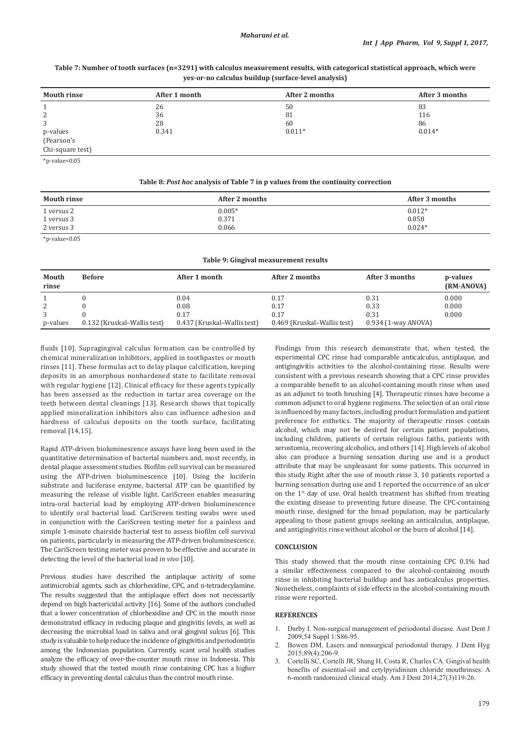**Table 7: Number of tooth surfaces (n=3291) with calculus measurement results, with categorical statistical approach, which were yes-or-no calculus buildup (surface-level analysis)**

| Mouth rinse | After 1 month | After 2 months | After 3 months |
|---|---|---|---|
| 1 | 26 | 50 | 83 |
| 2 | 36 | 81 | 116 |
| 3 | 28 | 60 | 86 |
| p-values (Pearson's Chi-square test) | 0.341 | 0.011* | 0.014* |

*p-value<0.05

**Table 8: *Post hoc* analysis of Table 7 in p values from the continuity correction**

| Mouth rinse | After 2 months | After 3 months |
|---|---|---|
| 1 versus 2 | 0.005* | 0.012* |
| 1 versus 3 | 0.371 | 0.858 |
| 2 versus 3 | 0.066 | 0.024* |

*p-value<0.05

**Table 9: Gingival measurement results**

| Mouth rinse | Before | After 1 month | After 2 months | After 3 months | p-values (RM-ANOVA) |
|---|---|---|---|---|---|
| 1 | 0 | 0.04 | 0.17 | 0.31 | 0.000 |
| 2 | 0 | 0.08 | 0.17 | 0.33 | 0.000 |
| 3 | 0 | 0.17 | 0.17 | 0.31 | 0.000 |
| p-values | 0.132 (Kruskal–Wallis test) | 0.437 (Kruskal–Wallis test) | 0.469 (Kruskal–Wallis test) | 0.934 (1-way ANOVA) | |

fluids [10]. Supragingival calculus formation can be controlled by chemical mineralization inhibitors, applied in toothpastes or mouth rinses [11]. These formulas act to delay plaque calcification, keeping deposits in an amorphous nonhardened state to facilitate removal with regular hygiene [12]. Clinical efficacy for these agents typically has been assessed as the reduction in tartar area coverage on the teeth between dental cleanings [13]. Research shows that topically applied mineralization inhibitors also can influence adhesion and hardness of calculus deposits on the tooth surface, facilitating removal [14,15].

Rapid ATP-driven bioluminescence assays have long been used in the quantitative determination of bacterial numbers and, most recently, in dental plaque assessment studies. Biofilm cell survival can be measured using the ATP-driven bioluminescence [10]. Using the luciferin substrate and luciferase enzyme, bacterial ATP can be quantified by measuring the release of visible light. CariScreen enables measuring intra-oral bacterial load by employing ATP-driven bioluminescence to identify oral bacterial load. CariScreen testing swabs were used in conjunction with the CariScreen testing meter for a painless and simple 1-minute chairside bacterial test to assess biofilm cell survival on patients, particularly in measuring the ATP-driven bioluminescence. The CariScreen testing meter was proven to be effective and accurate in detecting the level of the bacterial load *in vivo* [10].

Previous studies have described the antiplaque activity of some antimicrobial agents, such as chlorhexidine, CPC, and n-tetradecylamine. The results suggested that the antiplaque effect does not necessarily depend on high bactericidal activity [16]. Some of the authors concluded that a lower concentration of chlorhexidine and CPC in the mouth rinse demonstrated efficacy in reducing plaque and gingivitis levels, as well as decreasing the microbial load in saliva and oral gingival sulcus [6]. This study is valuable to help reduce the incidence of gingivitis and periodontitis among the Indonesian population. Currently, scant oral health studies analyze the efficacy of over-the-counter mouth rinse in Indonesia. This study showed that the tested mouth rinse containing CPC has a higher efficacy in preventing dental calculus than the control mouth rinse.

Findings from this research demonstrate that, when tested, the experimental CPC rinse had comparable anticalculus, antiplaque, and antigingivitis activities to the alcohol-containing rinse. Results were consistent with a previous research showing that a CPC rinse provides a comparable benefit to an alcohol-containing mouth rinse when used as an adjunct to tooth brushing [4]. Therapeutic rinses have become a common adjunct to oral hygiene regimens. The selection of an oral rinse is influenced by many factors, including product formulation and patient preference for esthetics. The majority of therapeutic rinses contain alcohol, which may not be desired for certain patient populations, including children, patients of certain religious faiths, patients with xerostomia, recovering alcoholics, and others [14]. High levels of alcohol also can produce a burning sensation during use and is a product attribute that may be unpleasant for some patients. This occurred in this study. Right after the use of mouth rinse 3, 10 patients reported a burning sensation during use and 1 reported the occurrence of an ulcer on the 1st day of use. Oral health treatment has shifted from treating the existing disease to preventing future disease. The CPC-containing mouth rinse, designed for the broad population, may be particularly appealing to those patient groups seeking an anticalculus, antiplaque, and antigingivitis rinse without alcohol or the burn of alcohol [14].

## CONCLUSION

This study showed that the mouth rinse containing CPC 0.1% had a similar effectiveness compared to the alcohol-containing mouth rinse in inhibiting bacterial buildup and has anticalculus properties. Nonetheless, complaints of side effects in the alcohol-containing mouth rinse were reported.

## REFERENCES

1. Darby I. Non-surgical management of periodontal disease. Aust Dent J 2009;54 Suppl 1:S86-95.
2. Bowen DM. Lasers and nonsurgical periodontal therapy. J Dent Hyg 2015;89(4):206-9.
3. Cortelli SC, Cortelli JR, Shang H, Costa R, Charles CA. Gingival health benefits of essential-oil and cetylpyridinium chloride mouthrinses: A 6-month randomized clinical study. Am J Dent 2014;27(3)119-26.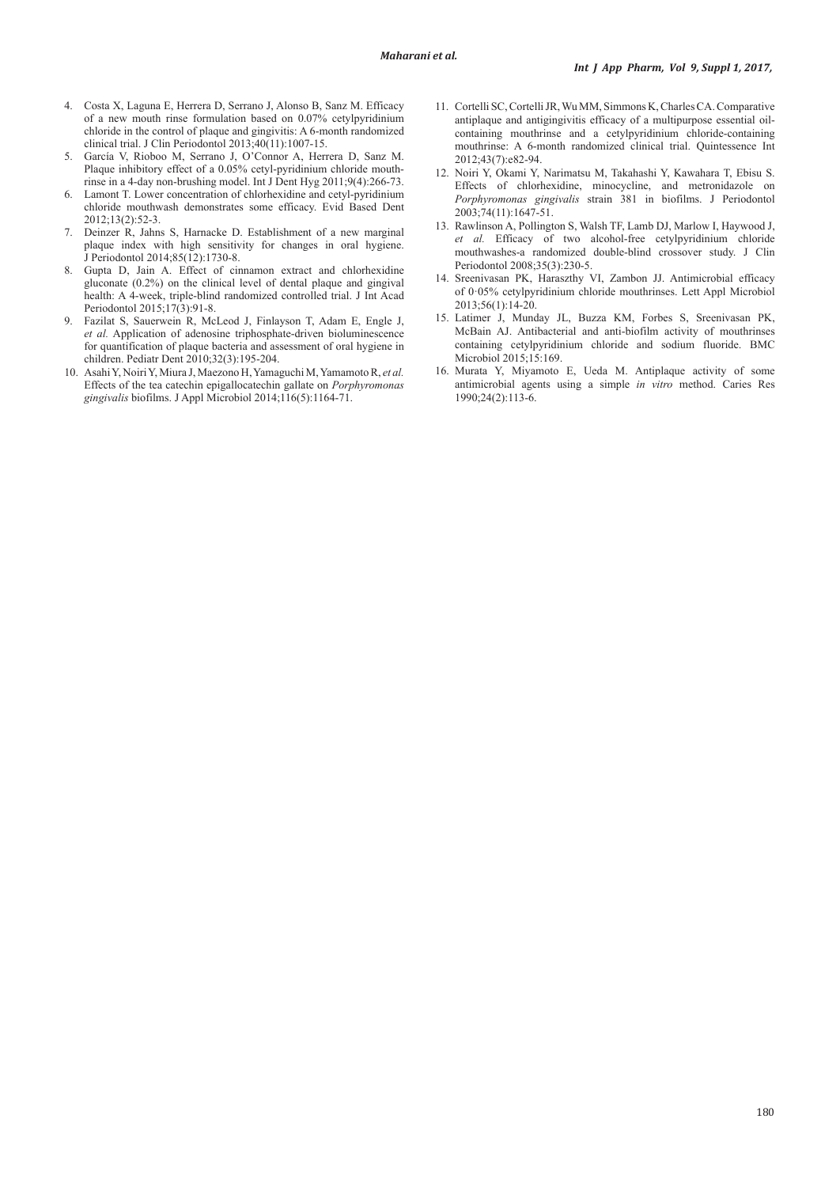4. Costa X, Laguna E, Herrera D, Serrano J, Alonso B, Sanz M. Efficacy of a new mouth rinse formulation based on 0.07% cetylpyridinium chloride in the control of plaque and gingivitis: A 6-month randomized clinical trial. J Clin Periodontol 2013;40(11):1007-15.
5. García V, Rioboo M, Serrano J, O'Connor A, Herrera D, Sanz M. Plaque inhibitory effect of a 0.05% cetyl-pyridinium chloride mouth-rinse in a 4-day non-brushing model. Int J Dent Hyg 2011;9(4):266-73.
6. Lamont T. Lower concentration of chlorhexidine and cetyl-pyridinium chloride mouthwash demonstrates some efficacy. Evid Based Dent 2012;13(2):52-3.
7. Deinzer R, Jahns S, Harnacke D. Establishment of a new marginal plaque index with high sensitivity for changes in oral hygiene. J Periodontol 2014;85(12):1730-8.
8. Gupta D, Jain A. Effect of cinnamon extract and chlorhexidine gluconate (0.2%) on the clinical level of dental plaque and gingival health: A 4-week, triple-blind randomized controlled trial. J Int Acad Periodontol 2015;17(3):91-8.
9. Fazilat S, Sauerwein R, McLeod J, Finlayson T, Adam E, Engle J, *et al.* Application of adenosine triphosphate-driven bioluminescence for quantification of plaque bacteria and assessment of oral hygiene in children. Pediatr Dent 2010;32(3):195-204.
10. Asahi Y, Noiri Y, Miura J, Maezono H, Yamaguchi M, Yamamoto R, *et al.* Effects of the tea catechin epigallocatechin gallate on *Porphyromonas gingivalis* biofilms. J Appl Microbiol 2014;116(5):1164-71.
11. Cortelli SC, Cortelli JR, Wu MM, Simmons K, Charles CA. Comparative antiplaque and antigingivitis efficacy of a multipurpose essential oil-containing mouthrinse and a cetylpyridinium chloride-containing mouthrinse: A 6-month randomized clinical trial. Quintessence Int 2012;43(7):e82-94.
12. Noiri Y, Okami Y, Narimatsu M, Takahashi Y, Kawahara T, Ebisu S. Effects of chlorhexidine, minocycline, and metronidazole on *Porphyromonas gingivalis* strain 381 in biofilms. J Periodontol 2003;74(11):1647-51.
13. Rawlinson A, Pollington S, Walsh TF, Lamb DJ, Marlow I, Haywood J, *et al.* Efficacy of two alcohol-free cetylpyridinium chloride mouthwashes-a randomized double-blind crossover study. J Clin Periodontol 2008;35(3):230-5.
14. Sreenivasan PK, Haraszthy VI, Zambon JJ. Antimicrobial efficacy of 0·05% cetylpyridinium chloride mouthrinses. Lett Appl Microbiol 2013;56(1):14-20.
15. Latimer J, Munday JL, Buzza KM, Forbes S, Sreenivasan PK, McBain AJ. Antibacterial and anti-biofilm activity of mouthrinses containing cetylpyridinium chloride and sodium fluoride. BMC Microbiol 2015;15:169.
16. Murata Y, Miyamoto E, Ueda M. Antiplaque activity of some antimicrobial agents using a simple *in vitro* method. Caries Res 1990;24(2):113-6.